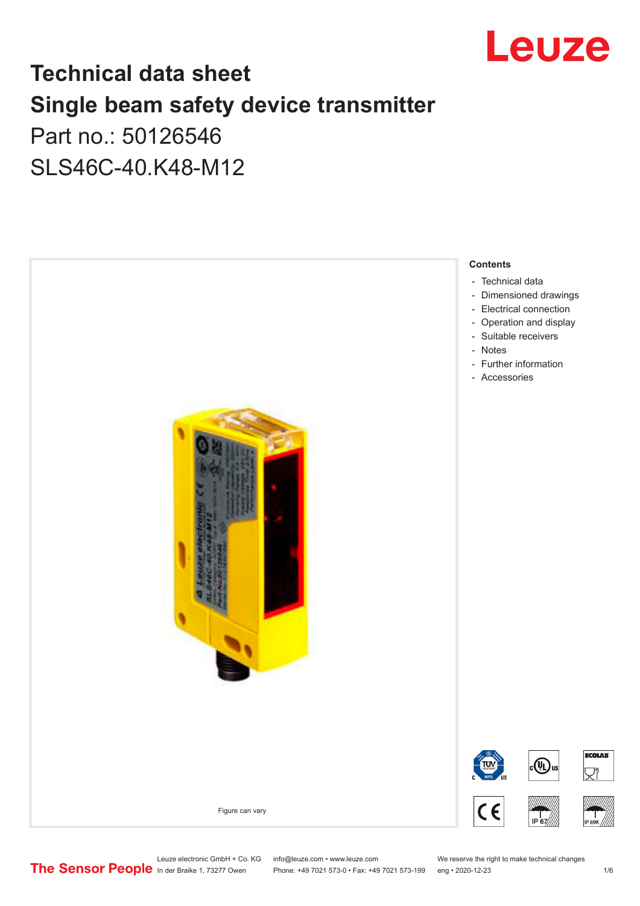# Technical data sheet

# Single beam safety device transmitter

Part no.: 50126546

SLS46C-40.K48-M12

Figure can vary

**Contents**

- Technical data
- Dimensioned drawings
- Electrical connection
- Operation and display
- Suitable receivers
- Notes
- Further information
- Accessories

Leuze electronic GmbH + Co. KG
In der Braike 1, 73277 Owen

info@leuze.com • www.leuze.com
Phone: +49 7021 573-0 • Fax: +49 7021 573-199

We reserve the right to make technical changes
eng • 2020-12-23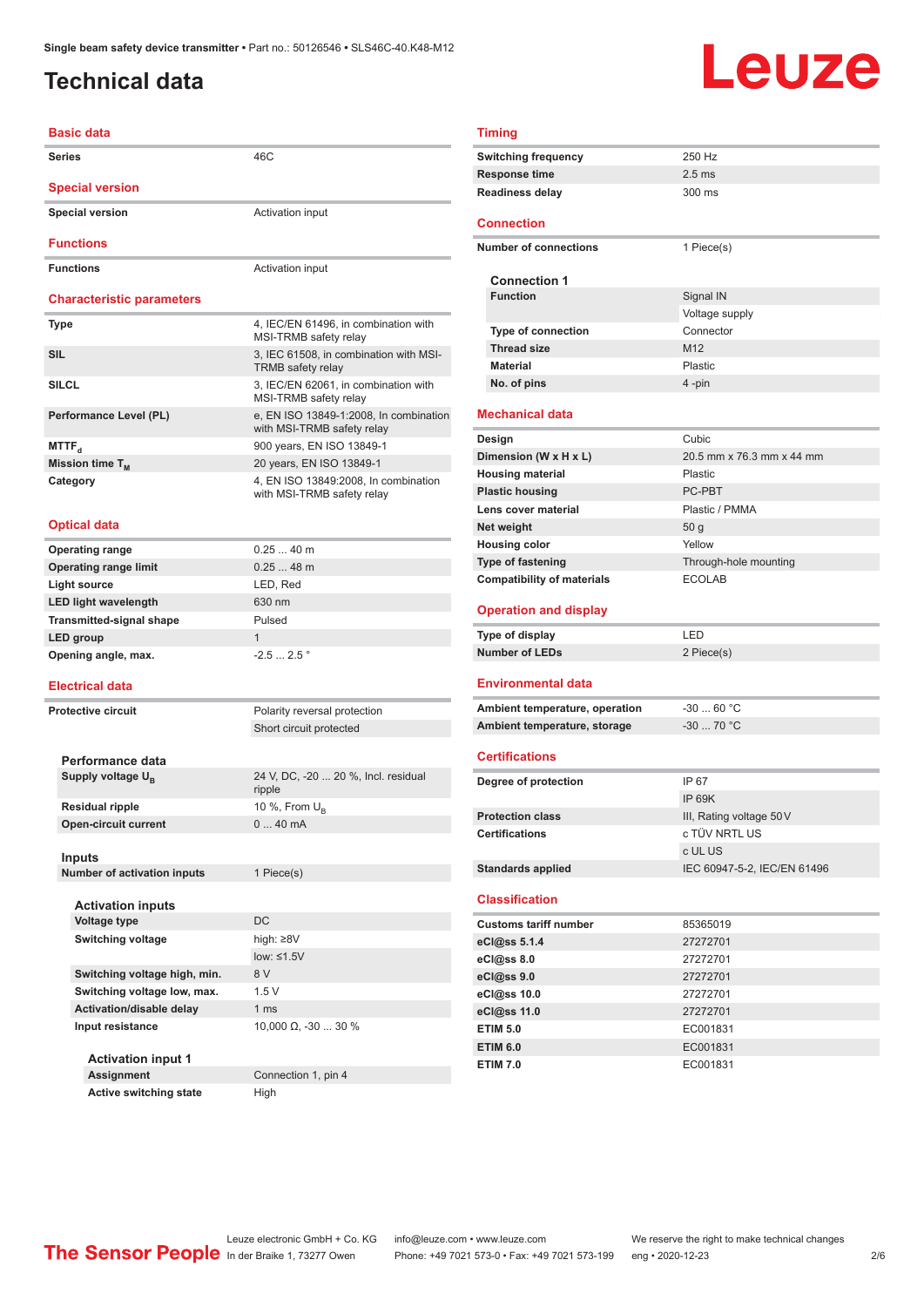# Technical data

## Basic data

| | |
|---|---|
| Series | 46C |

## Special version

| | |
|---|---|
| Special version | Activation input |

## Functions

| | |
|---|---|
| Functions | Activation input |

## Characteristic parameters

| | |
|---|---|
| Type | 4, IEC/EN 61496, in combination with MSI-TRMB safety relay |
| SIL | 3, IEC 61508, in combination with MSI-TRMB safety relay |
| SILCL | 3, IEC/EN 62061, in combination with MSI-TRMB safety relay |
| Performance Level (PL) | e, EN ISO 13849-1:2008, In combination with MSI-TRMB safety relay |
| $MTTF_d$ | 900 years, EN ISO 13849-1 |
| Mission time $T_M$ | 20 years, EN ISO 13849-1 |
| Category | 4, EN ISO 13849:2008, In combination with MSI-TRMB safety relay |

## Optical data

| | |
|---|---|
| Operating range | 0.25 ... 40 m |
| Operating range limit | 0.25 ... 48 m |
| Light source | LED, Red |
| LED light wavelength | 630 nm |
| Transmitted-signal shape | Pulsed |
| LED group | 1 |
| Opening angle, max. | -2.5 ... 2.5 ° |

## Electrical data

| | |
|---|---|
| Protective circuit | Polarity reversal protection |
| | Short circuit protected |

### Performance data

| | |
|---|---|
| Supply voltage $U_B$ | 24 V, DC, -20 ... 20 %, Incl. residual ripple |
| Residual ripple | 10 %, From $U_B$ |
| Open-circuit current | 0 ... 40 mA |

### Inputs

| | |
|---|---|
| Number of activation inputs | 1 Piece(s) |

### Activation inputs

| | |
|---|---|
| Voltage type | DC |
| Switching voltage | high: ≥8V |
| | low: ≤1.5V |
| Switching voltage high, min. | 8 V |
| Switching voltage low, max. | 1.5 V |
| Activation/disable delay | 1 ms |
| Input resistance | 10,000 Ω, -30 ... 30 % |

### Activation input 1

| | |
|---|---|
| Assignment | Connection 1, pin 4 |
| Active switching state | High |

## Timing

| | |
|---|---|
| Switching frequency | 250 Hz |
| Response time | 2.5 ms |
| Readiness delay | 300 ms |

## Connection

| | |
|---|---|
| Number of connections | 1 Piece(s) |

### Connection 1

| | |
|---|---|
| Function | Signal IN |
| | Voltage supply |
| Type of connection | Connector |
| Thread size | M12 |
| Material | Plastic |
| No. of pins | 4 -pin |

## Mechanical data

| | |
|---|---|
| Design | Cubic |
| Dimension (W x H x L) | 20.5 mm x 76.3 mm x 44 mm |
| Housing material | Plastic |
| Plastic housing | PC-PBT |
| Lens cover material | Plastic / PMMA |
| Net weight | 50 g |
| Housing color | Yellow |
| Type of fastening | Through-hole mounting |
| Compatibility of materials | ECOLAB |

## Operation and display

| | |
|---|---|
| Type of display | LED |
| Number of LEDs | 2 Piece(s) |

## Environmental data

| | |
|---|---|
| Ambient temperature, operation | -30 ... 60 °C |
| Ambient temperature, storage | -30 ... 70 °C |

## Certifications

| | |
|---|---|
| Degree of protection | IP 67 |
| | IP 69K |
| Protection class | III, Rating voltage 50 V |
| Certifications | c TÜV NRTL US |
| | c UL US |
| Standards applied | IEC 60947-5-2, IEC/EN 61496 |

## Classification

| | |
|---|---|
| Customs tariff number | 85365019 |
| eCl@ss 5.1.4 | 27272701 |
| eCl@ss 8.0 | 27272701 |
| eCl@ss 9.0 | 27272701 |
| eCl@ss 10.0 | 27272701 |
| eCl@ss 11.0 | 27272701 |
| ETIM 5.0 | EC001831 |
| ETIM 6.0 | EC001831 |
| ETIM 7.0 | EC001831 |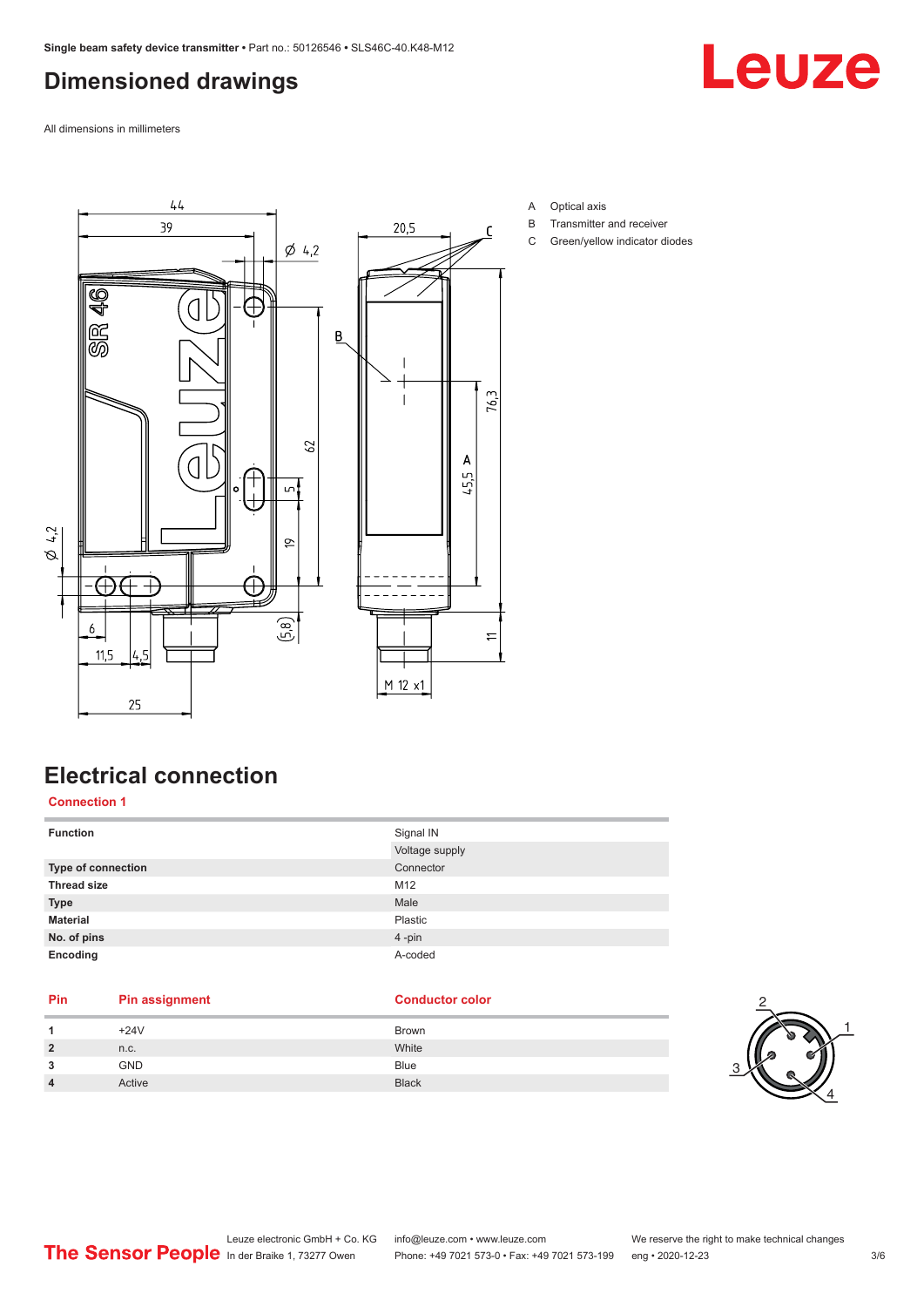# Dimensioned drawings

All dimensions in millimeters

A Optical axis
B Transmitter and receiver
C Green/yellow indicator diodes

# Electrical connection

## Connection 1

| | |
|---|---|
| **Function** | Signal IN |
| | Voltage supply |
| **Type of connection** | Connector |
| **Thread size** | M12 |
| **Type** | Male |
| **Material** | Plastic |
| **No. of pins** | 4 -pin |
| **Encoding** | A-coded |

| Pin | Pin assignment | Conductor color |
|---|---|---|
| **1** | +24V | Brown |
| **2** | n.c. | White |
| **3** | GND | Blue |
| **4** | Active | Black |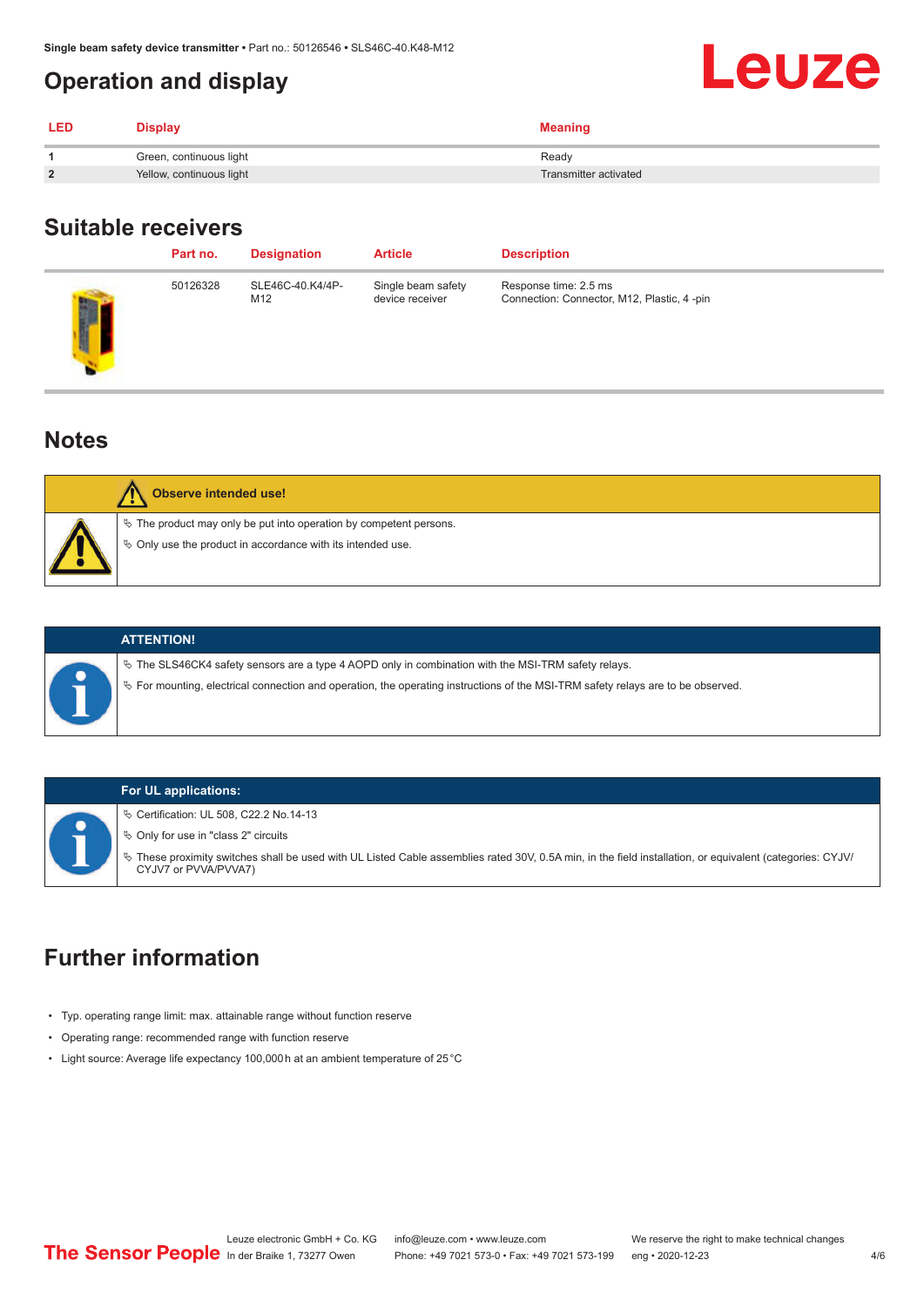## Operation and display

| LED | Display | Meaning |
|---|---|---|
| 1 | Green, continuous light | Ready |
| 2 | Yellow, continuous light | Transmitter activated |

## Suitable receivers

| | Part no. | Designation | Article | Description |
|---|---|---|---|---|
| | 50126328 | SLE46C-40.K4/4P-M12 | Single beam safety device receiver | Response time: 2.5 ms<br>Connection: Connector, M12, Plastic, 4 -pin |

## Notes

**Observe intended use!**

- The product may only be put into operation by competent persons.
- Only use the product in accordance with its intended use.

**ATTENTION!**

- The SLS46CK4 safety sensors are a type 4 AOPD only in combination with the MSI-TRM safety relays.
- For mounting, electrical connection and operation, the operating instructions of the MSI-TRM safety relays are to be observed.

**For UL applications:**

- Certification: UL 508, C22.2 No.14-13
- Only for use in "class 2" circuits
- These proximity switches shall be used with UL Listed Cable assemblies rated 30V, 0.5A min, in the field installation, or equivalent (categories: CYJV/CYJV7 or PVVA/PVVA7)

## Further information

- Typ. operating range limit: max. attainable range without function reserve
- Operating range: recommended range with function reserve
- Light source: Average life expectancy 100,000 h at an ambient temperature of 25 °C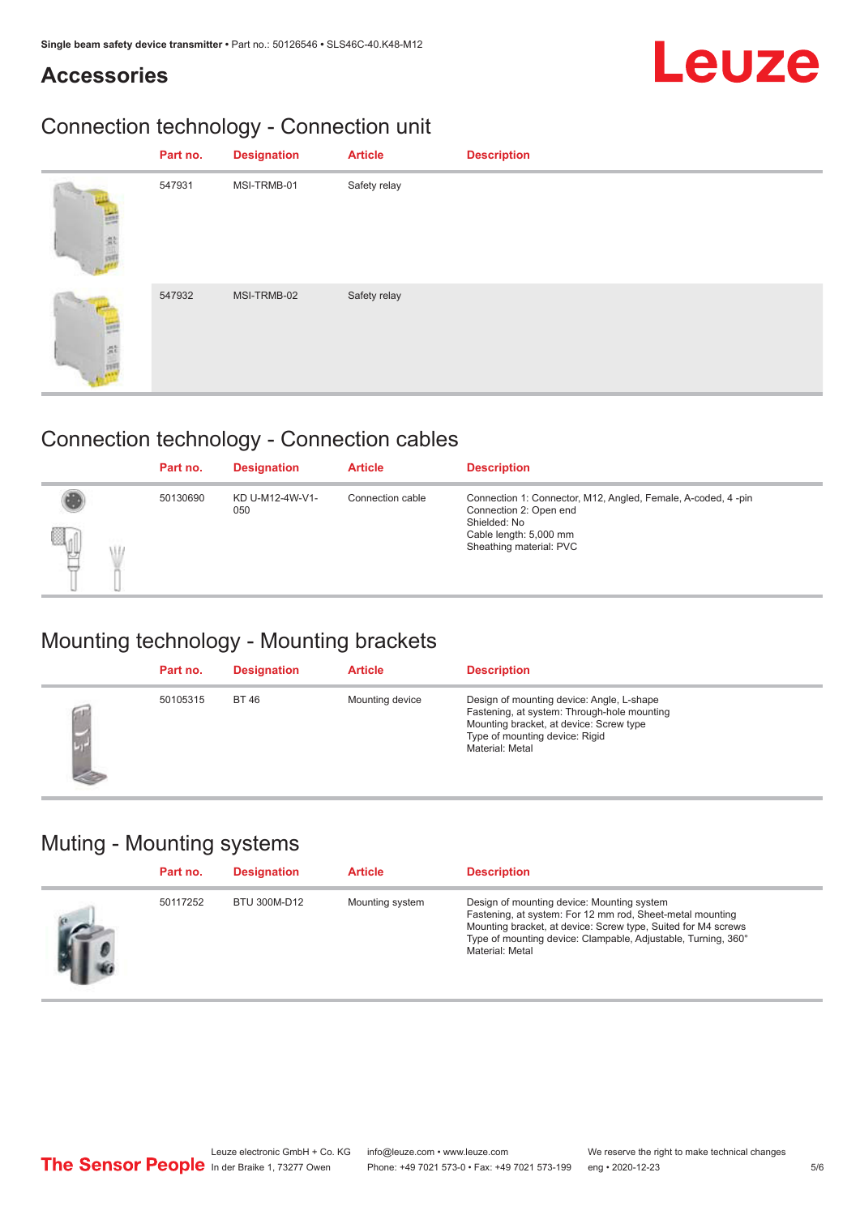## Accessories

### Connection technology - Connection unit

| Part no. | Designation | Article | Description |
|---|---|---|---|
| 547931 | MSI-TRMB-01 | Safety relay | |
| 547932 | MSI-TRMB-02 | Safety relay | |

### Connection technology - Connection cables

| Part no. | Designation | Article | Description |
|---|---|---|---|
| 50130690 | KD U-M12-4W-V1-050 | Connection cable | Connection 1: Connector, M12, Angled, Female, A-coded, 4 -pin<br>Connection 2: Open end<br>Shielded: No<br>Cable length: 5,000 mm<br>Sheathing material: PVC |

### Mounting technology - Mounting brackets

| Part no. | Designation | Article | Description |
|---|---|---|---|
| 50105315 | BT 46 | Mounting device | Design of mounting device: Angle, L-shape<br>Fastening, at system: Through-hole mounting<br>Mounting bracket, at device: Screw type<br>Type of mounting device: Rigid<br>Material: Metal |

### Muting - Mounting systems

| Part no. | Designation | Article | Description |
|---|---|---|---|
| 50117252 | BTU 300M-D12 | Mounting system | Design of mounting device: Mounting system<br>Fastening, at system: For 12 mm rod, Sheet-metal mounting<br>Mounting bracket, at device: Screw type, Suited for M4 screws<br>Type of mounting device: Clampable, Adjustable, Turning, 360°<br>Material: Metal |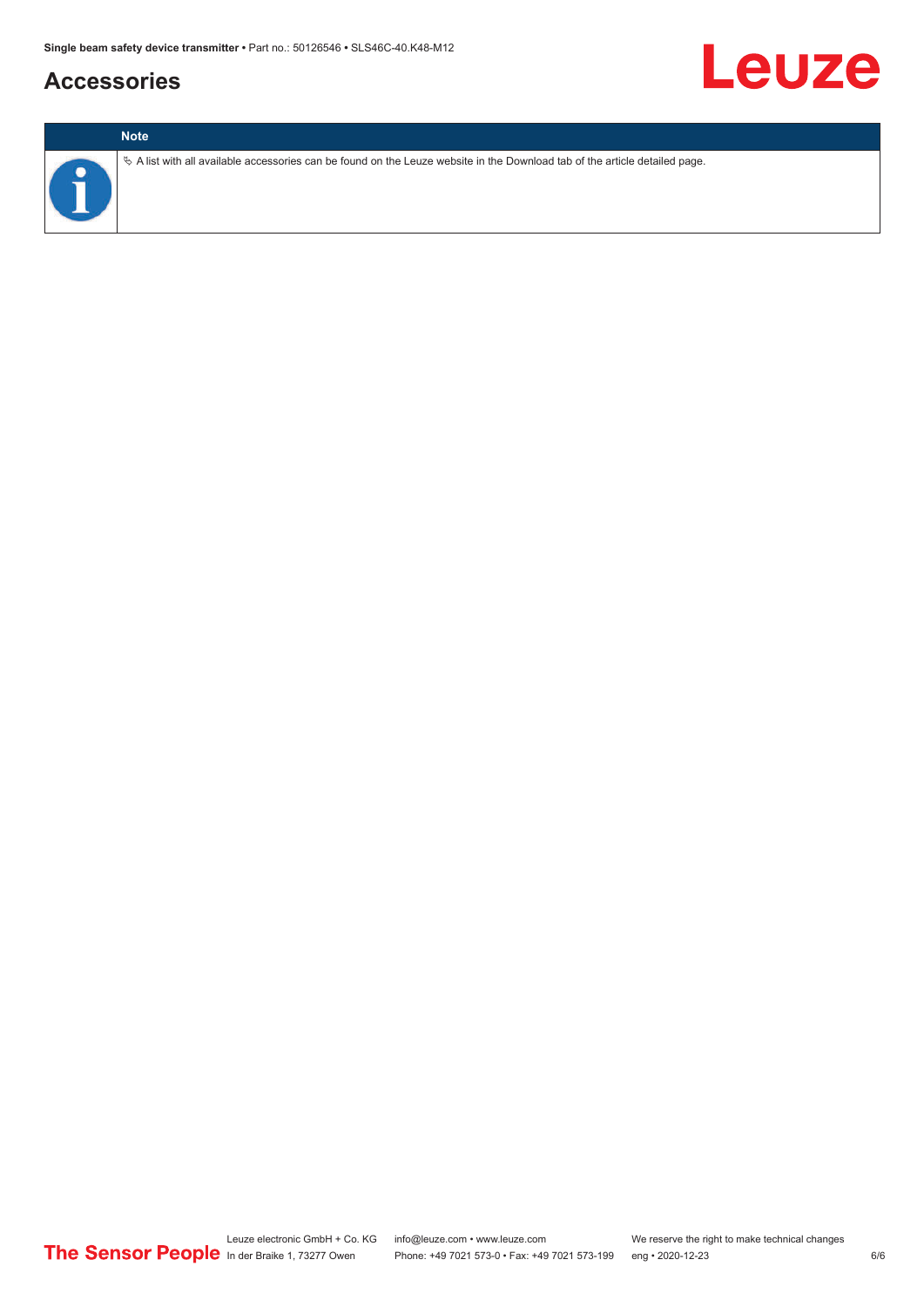## Accessories

| | Note |
|---|---|
| | ↳ A list with all available accessories can be found on the Leuze website in the Download tab of the article detailed page. |